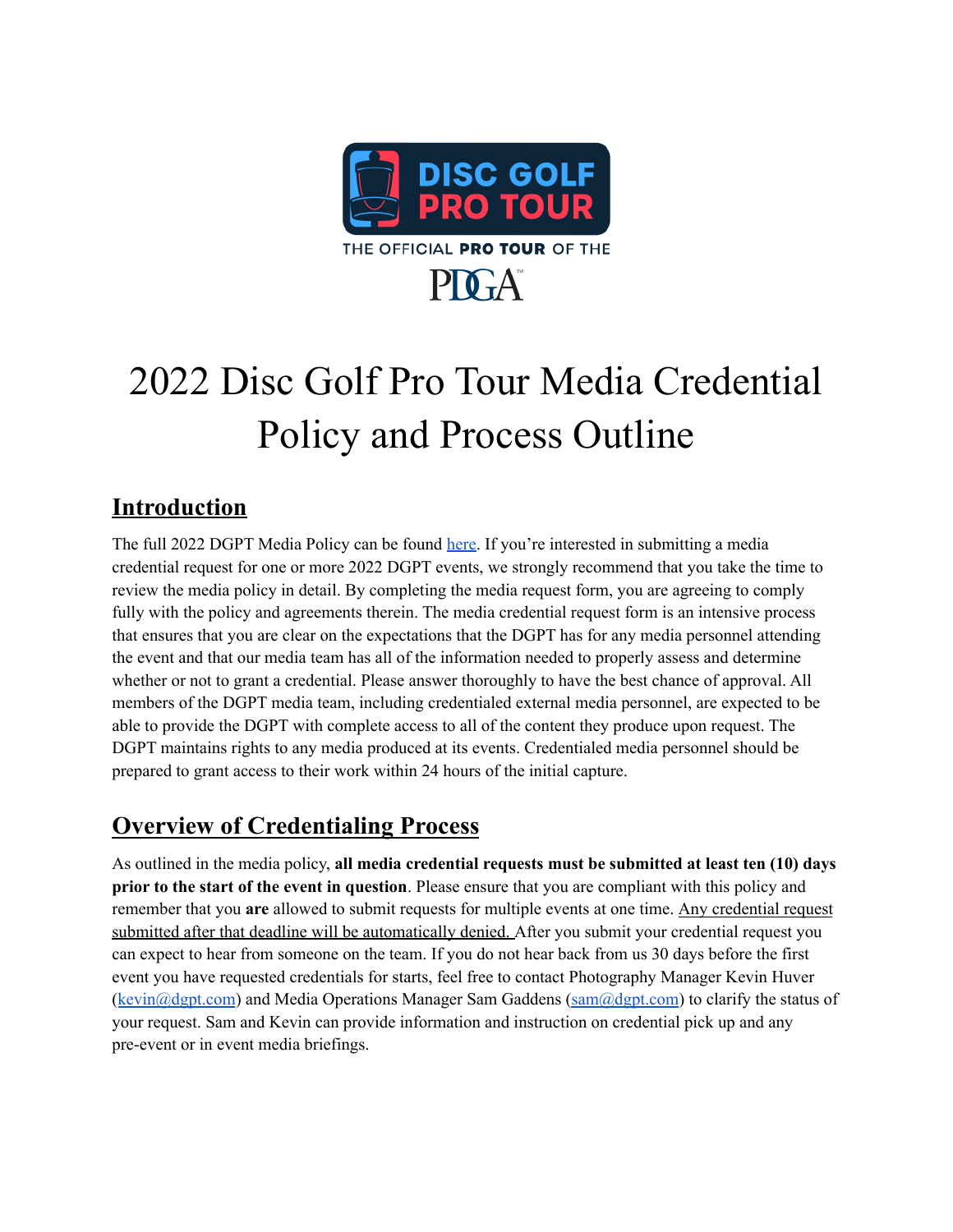# 2022 Disc Golf Pro Tour Media Credential Policy and Process Outline

## Introduction

The full 2022 DGPT Media Policy can be found here. If you're interested in submitting a media credential request for one or more 2022 DGPT events, we strongly recommend that you take the time to review the media policy in detail. By completing the media request form, you are agreeing to comply fully with the policy and agreements therein. The media credential request form is an intensive process that ensures that you are clear on the expectations that the DGPT has for any media personnel attending the event and that our media team has all of the information needed to properly assess and determine whether or not to grant a credential. Please answer thoroughly to have the best chance of approval. All members of the DGPT media team, including credentialed external media personnel, are expected to be able to provide the DGPT with complete access to all of the content they produce upon request. The DGPT maintains rights to any media produced at its events. Credentialed media personnel should be prepared to grant access to their work within 24 hours of the initial capture.

## Overview of Credentialing Process

As outlined in the media policy, **all media credential requests must be submitted at least ten (10) days prior to the start of the event in question**. Please ensure that you are compliant with this policy and remember that you **are** allowed to submit requests for multiple events at one time. Any credential request submitted after that deadline will be automatically denied. After you submit your credential request you can expect to hear from someone on the team. If you do not hear back from us 30 days before the first event you have requested credentials for starts, feel free to contact Photography Manager Kevin Huver (kevin@dgpt.com) and Media Operations Manager Sam Gaddens (sam@dgpt.com) to clarify the status of your request. Sam and Kevin can provide information and instruction on credential pick up and any pre-event or in event media briefings.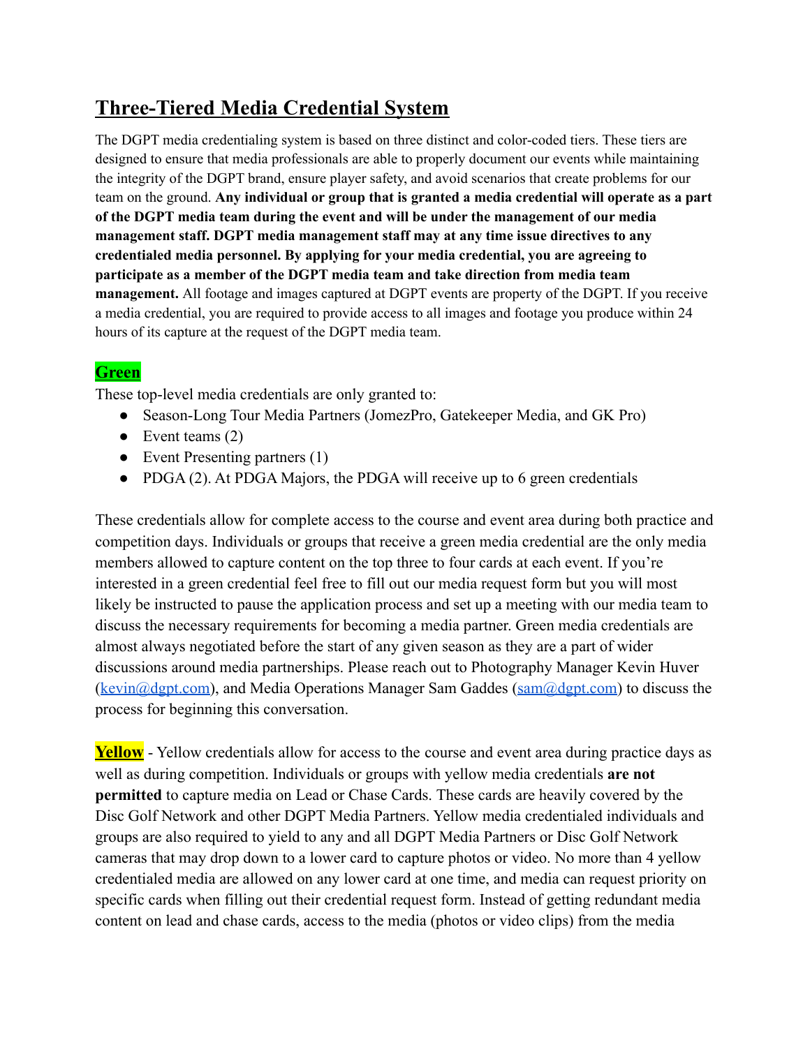# Three-Tiered Media Credential System

The DGPT media credentialing system is based on three distinct and color-coded tiers. These tiers are designed to ensure that media professionals are able to properly document our events while maintaining the integrity of the DGPT brand, ensure player safety, and avoid scenarios that create problems for our team on the ground. **Any individual or group that is granted a media credential will operate as a part of the DGPT media team during the event and will be under the management of our media management staff. DGPT media management staff may at any time issue directives to any credentialed media personnel. By applying for your media credential, you are agreeing to participate as a member of the DGPT media team and take direction from media team management.** All footage and images captured at DGPT events are property of the DGPT. If you receive a media credential, you are required to provide access to all images and footage you produce within 24 hours of its capture at the request of the DGPT media team.

## Green

These top-level media credentials are only granted to:

- Season-Long Tour Media Partners (JomezPro, Gatekeeper Media, and GK Pro)
- Event teams (2)
- Event Presenting partners (1)
- PDGA (2). At PDGA Majors, the PDGA will receive up to 6 green credentials

These credentials allow for complete access to the course and event area during both practice and competition days. Individuals or groups that receive a green media credential are the only media members allowed to capture content on the top three to four cards at each event. If you're interested in a green credential feel free to fill out our media request form but you will most likely be instructed to pause the application process and set up a meeting with our media team to discuss the necessary requirements for becoming a media partner. Green media credentials are almost always negotiated before the start of any given season as they are a part of wider discussions around media partnerships. Please reach out to Photography Manager Kevin Huver (kevin@dgpt.com), and Media Operations Manager Sam Gaddes (sam@dgpt.com) to discuss the process for beginning this conversation.

**Yellow** - Yellow credentials allow for access to the course and event area during practice days as well as during competition. Individuals or groups with yellow media credentials **are not permitted** to capture media on Lead or Chase Cards. These cards are heavily covered by the Disc Golf Network and other DGPT Media Partners. Yellow media credentialed individuals and groups are also required to yield to any and all DGPT Media Partners or Disc Golf Network cameras that may drop down to a lower card to capture photos or video. No more than 4 yellow credentialed media are allowed on any lower card at one time, and media can request priority on specific cards when filling out their credential request form. Instead of getting redundant media content on lead and chase cards, access to the media (photos or video clips) from the media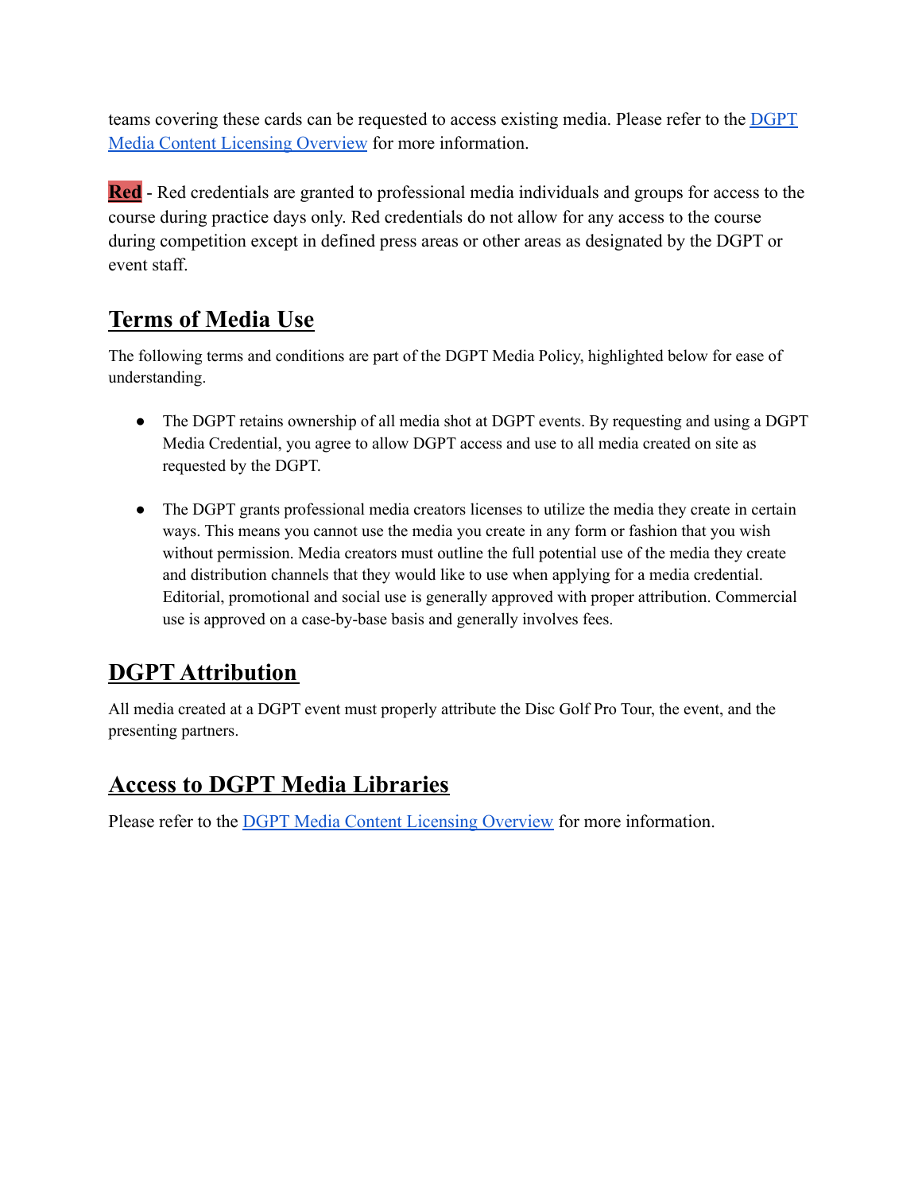teams covering these cards can be requested to access existing media. Please refer to the [DGPT Media Content Licensing Overview]() for more information.

**Red** - Red credentials are granted to professional media individuals and groups for access to the course during practice days only. Red credentials do not allow for any access to the course during competition except in defined press areas or other areas as designated by the DGPT or event staff.

## Terms of Media Use

The following terms and conditions are part of the DGPT Media Policy, highlighted below for ease of understanding.

- The DGPT retains ownership of all media shot at DGPT events. By requesting and using a DGPT Media Credential, you agree to allow DGPT access and use to all media created on site as requested by the DGPT.
- The DGPT grants professional media creators licenses to utilize the media they create in certain ways. This means you cannot use the media you create in any form or fashion that you wish without permission. Media creators must outline the full potential use of the media they create and distribution channels that they would like to use when applying for a media credential. Editorial, promotional and social use is generally approved with proper attribution. Commercial use is approved on a case-by-base basis and generally involves fees.

## DGPT Attribution

All media created at a DGPT event must properly attribute the Disc Golf Pro Tour, the event, and the presenting partners.

## Access to DGPT Media Libraries

Please refer to the [DGPT Media Content Licensing Overview]() for more information.